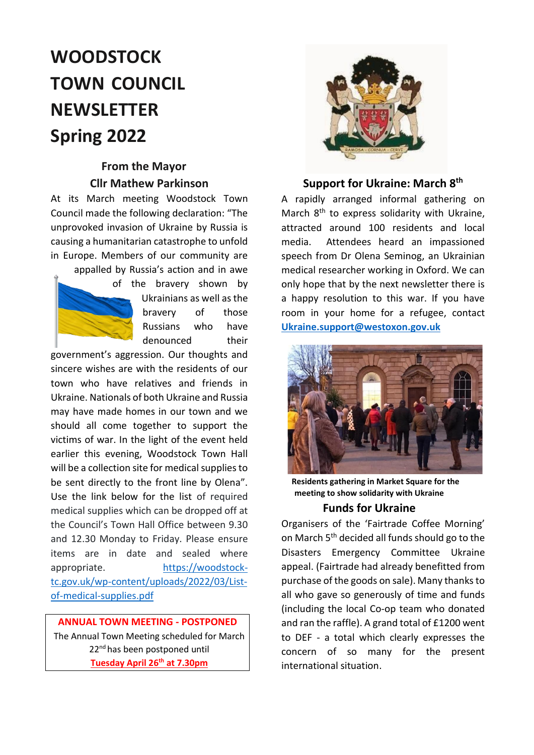# WOODSTOCK TOWN COUNCIL NEWSLETTER Spring 2022

## From the Mayor
### Cllr Mathew Parkinson

At its March meeting Woodstock Town Council made the following declaration: "The unprovoked invasion of Ukraine by Russia is causing a humanitarian catastrophe to unfold in Europe. Members of our community are appalled by Russia's action and in awe of the bravery shown by Ukrainians as well as the bravery of those Russians who have denounced their government's aggression. Our thoughts and sincere wishes are with the residents of our town who have relatives and friends in Ukraine. Nationals of both Ukraine and Russia may have made homes in our town and we should all come together to support the victims of war. In the light of the event held earlier this evening, Woodstock Town Hall will be a collection site for medical supplies to be sent directly to the front line by Olena". Use the link below for the list of required medical supplies which can be dropped off at the Council's Town Hall Office between 9.30 and 12.30 Monday to Friday. Please ensure items are in date and sealed where appropriate. https://woodstock-tc.gov.uk/wp-content/uploads/2022/03/List-of-medical-supplies.pdf

**ANNUAL TOWN MEETING - POSTPONED**

The Annual Town Meeting scheduled for March 22nd has been postponed until **Tuesday April 26th at 7.30pm**

## Support for Ukraine: March 8th

A rapidly arranged informal gathering on March 8th to express solidarity with Ukraine, attracted around 100 residents and local media. Attendees heard an impassioned speech from Dr Olena Seminog, an Ukrainian medical researcher working in Oxford. We can only hope that by the next newsletter there is a happy resolution to this war. If you have room in your home for a refugee, contact **Ukraine.support@westoxon.gov.uk**

**Residents gathering in Market Square for the meeting to show solidarity with Ukraine**

## Funds for Ukraine

Organisers of the 'Fairtrade Coffee Morning' on March 5th decided all funds should go to the Disasters Emergency Committee Ukraine appeal. (Fairtrade had already benefitted from purchase of the goods on sale). Many thanks to all who gave so generously of time and funds (including the local Co-op team who donated and ran the raffle). A grand total of £1200 went to DEF - a total which clearly expresses the concern of so many for the present international situation.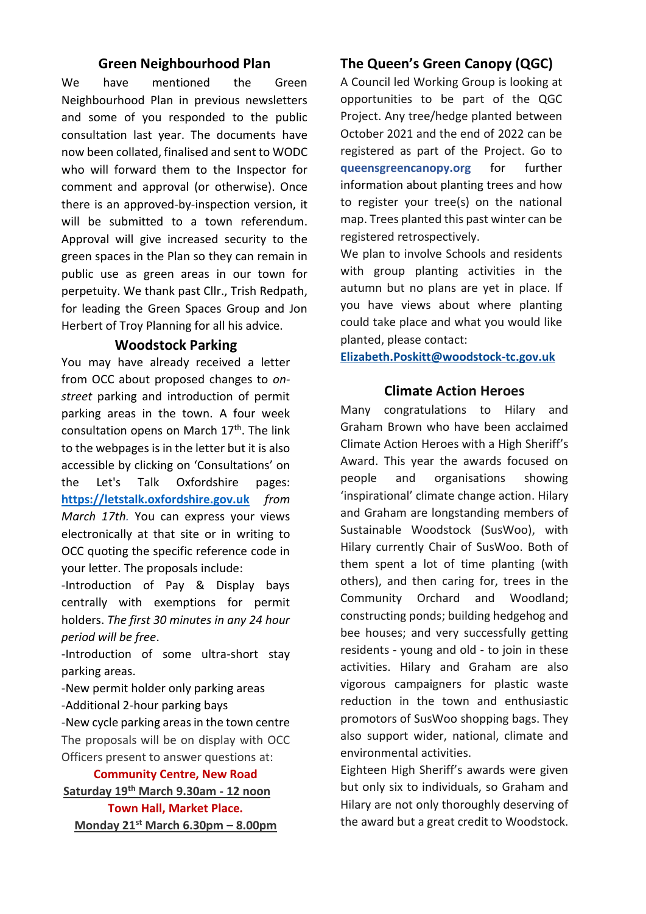## Green Neighbourhood Plan

We have mentioned the Green Neighbourhood Plan in previous newsletters and some of you responded to the public consultation last year. The documents have now been collated, finalised and sent to WODC who will forward them to the Inspector for comment and approval (or otherwise). Once there is an approved-by-inspection version, it will be submitted to a town referendum. Approval will give increased security to the green spaces in the Plan so they can remain in public use as green areas in our town for perpetuity. We thank past Cllr., Trish Redpath, for leading the Green Spaces Group and Jon Herbert of Troy Planning for all his advice.

## Woodstock Parking

You may have already received a letter from OCC about proposed changes to *on-street* parking and introduction of permit parking areas in the town. A four week consultation opens on March 17th. The link to the webpages is in the letter but it is also accessible by clicking on 'Consultations' on the Let's Talk Oxfordshire pages: **https://letstalk.oxfordshire.gov.uk** *from March 17th.* You can express your views electronically at that site or in writing to OCC quoting the specific reference code in your letter. The proposals include:

- Introduction of Pay & Display bays centrally with exemptions for permit holders. *The first 30 minutes in any 24 hour period will be free*.
- Introduction of some ultra-short stay parking areas.
- New permit holder only parking areas
- Additional 2-hour parking bays
- New cycle parking areas in the town centre

The proposals will be on display with OCC Officers present to answer questions at:

**Community Centre, New Road**
**Saturday 19th March 9.30am - 12 noon**
**Town Hall, Market Place.**
**Monday 21st March 6.30pm – 8.00pm**

## The Queen's Green Canopy (QGC)

A Council led Working Group is looking at opportunities to be part of the QGC Project. Any tree/hedge planted between October 2021 and the end of 2022 can be registered as part of the Project. Go to **queensgreencanopy.org** for further information about planting trees and how to register your tree(s) on the national map. Trees planted this past winter can be registered retrospectively.

We plan to involve Schools and residents with group planting activities in the autumn but no plans are yet in place. If you have views about where planting could take place and what you would like planted, please contact:
**Elizabeth.Poskitt@woodstock-tc.gov.uk**

## Climate Action Heroes

Many congratulations to Hilary and Graham Brown who have been acclaimed Climate Action Heroes with a High Sheriff's Award. This year the awards focused on people and organisations showing 'inspirational' climate change action. Hilary and Graham are longstanding members of Sustainable Woodstock (SusWoo), with Hilary currently Chair of SusWoo. Both of them spent a lot of time planting (with others), and then caring for, trees in the Community Orchard and Woodland; constructing ponds; building hedgehog and bee houses; and very successfully getting residents - young and old - to join in these activities. Hilary and Graham are also vigorous campaigners for plastic waste reduction in the town and enthusiastic promotors of SusWoo shopping bags. They also support wider, national, climate and environmental activities.

Eighteen High Sheriff's awards were given but only six to individuals, so Graham and Hilary are not only thoroughly deserving of the award but a great credit to Woodstock.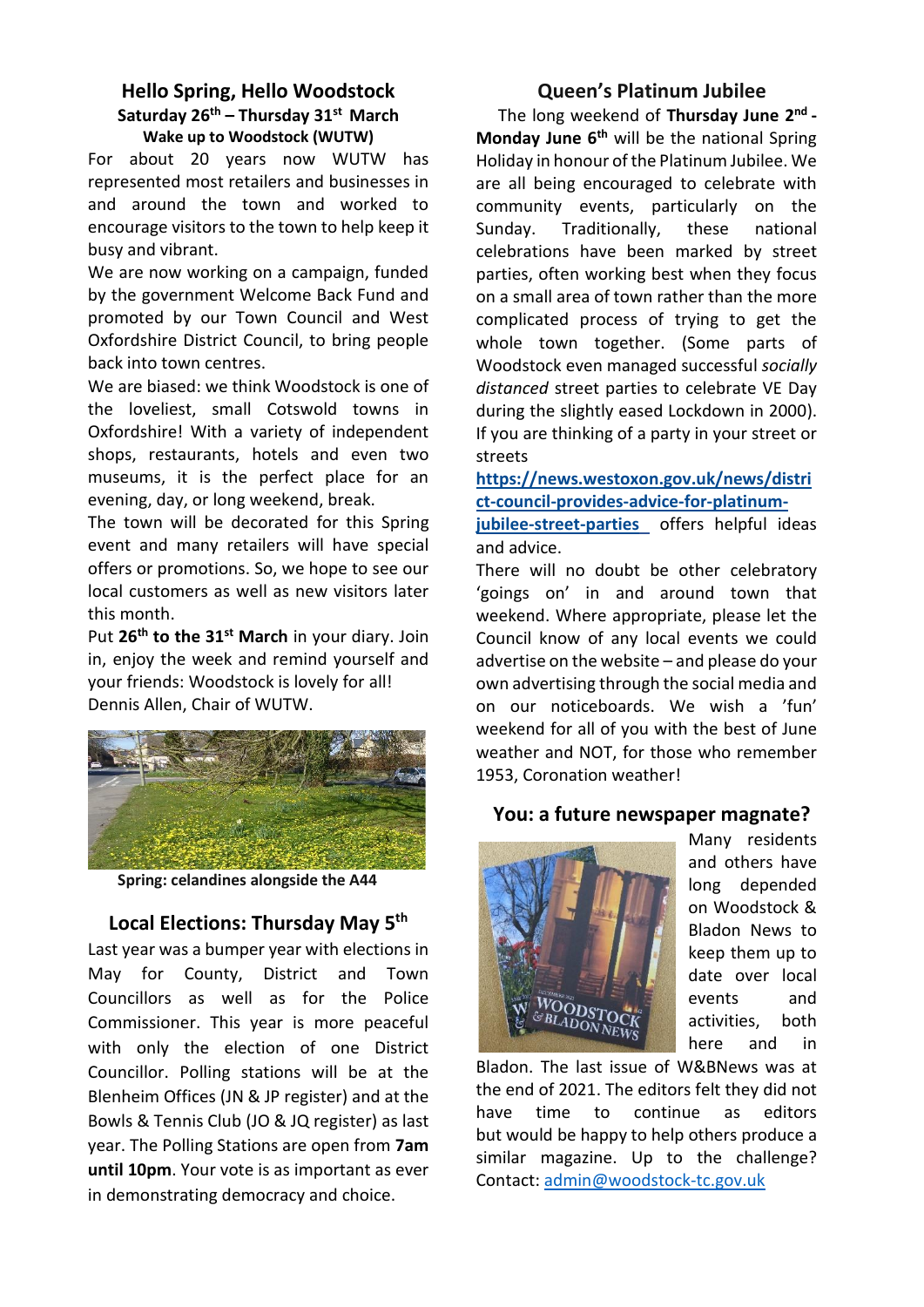## Hello Spring, Hello Woodstock

**Saturday 26th – Thursday 31st March**

**Wake up to Woodstock (WUTW)**

For about 20 years now WUTW has represented most retailers and businesses in and around the town and worked to encourage visitors to the town to help keep it busy and vibrant.

We are now working on a campaign, funded by the government Welcome Back Fund and promoted by our Town Council and West Oxfordshire District Council, to bring people back into town centres.

We are biased: we think Woodstock is one of the loveliest, small Cotswold towns in Oxfordshire! With a variety of independent shops, restaurants, hotels and even two museums, it is the perfect place for an evening, day, or long weekend, break.

The town will be decorated for this Spring event and many retailers will have special offers or promotions. So, we hope to see our local customers as well as new visitors later this month.

Put **26th to the 31st March** in your diary. Join in, enjoy the week and remind yourself and your friends: Woodstock is lovely for all!

Dennis Allen, Chair of WUTW.

**Spring: celandines alongside the A44**

## Local Elections: Thursday May 5th

Last year was a bumper year with elections in May for County, District and Town Councillors as well as for the Police Commissioner. This year is more peaceful with only the election of one District Councillor. Polling stations will be at the Blenheim Offices (JN & JP register) and at the Bowls & Tennis Club (JO & JQ register) as last year. The Polling Stations are open from **7am until 10pm**. Your vote is as important as ever in demonstrating democracy and choice.

## Queen's Platinum Jubilee

The long weekend of **Thursday June 2nd - Monday June 6th** will be the national Spring Holiday in honour of the Platinum Jubilee. We are all being encouraged to celebrate with community events, particularly on the Sunday. Traditionally, these national celebrations have been marked by street parties, often working best when they focus on a small area of town rather than the more complicated process of trying to get the whole town together. (Some parts of Woodstock even managed successful *socially distanced* street parties to celebrate VE Day during the slightly eased Lockdown in 2000). If you are thinking of a party in your street or streets **https://news.westoxon.gov.uk/news/district-council-provides-advice-for-platinum-jubilee-street-parties** offers helpful ideas and advice.

There will no doubt be other celebratory 'goings on' in and around town that weekend. Where appropriate, please let the Council know of any local events we could advertise on the website – and please do your own advertising through the social media and on our noticeboards. We wish a 'fun' weekend for all of you with the best of June weather and NOT, for those who remember 1953, Coronation weather!

## You: a future newspaper magnate?

Many residents and others have long depended on Woodstock & Bladon News to keep them up to date over local events and activities, both here and in Bladon. The last issue of W&BNews was at the end of 2021. The editors felt they did not have time to continue as editors but would be happy to help others produce a similar magazine. Up to the challenge? Contact: admin@woodstock-tc.gov.uk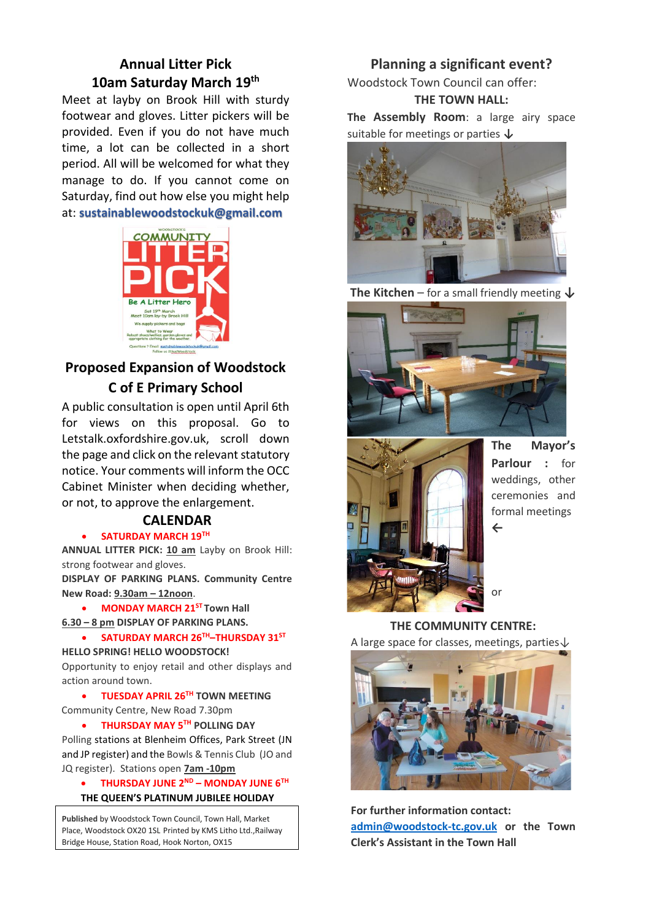## Annual Litter Pick

## 10am Saturday March 19th

Meet at layby on Brook Hill with sturdy footwear and gloves. Litter pickers will be provided. Even if you do not have much time, a lot can be collected in a short period. All will be welcomed for what they manage to do. If you cannot come on Saturday, find out how else you might help at: **sustainablewoodstockuk@gmail.com**

## Proposed Expansion of Woodstock C of E Primary School

A public consultation is open until April 6th for views on this proposal. Go to Letstalk.oxfordshire.gov.uk, scroll down the page and click on the relevant statutory notice. Your comments will inform the OCC Cabinet Minister when deciding whether, or not, to approve the enlargement.

## CALENDAR

- **SATURDAY MARCH 19TH**

**ANNUAL LITTER PICK:** 10 am Layby on Brook Hill: strong footwear and gloves.

**DISPLAY OF PARKING PLANS. Community Centre New Road:** 9.30am – 12noon.

- **MONDAY MARCH 21ST Town Hall**

6.30 – 8 pm **DISPLAY OF PARKING PLANS.**

- **SATURDAY MARCH 26TH–THURSDAY 31ST**

**HELLO SPRING! HELLO WOODSTOCK!**

Opportunity to enjoy retail and other displays and action around town.

- **TUESDAY APRIL 26TH TOWN MEETING**

Community Centre, New Road 7.30pm

- **THURSDAY MAY 5TH POLLING DAY**

Polling stations at Blenheim Offices, Park Street (JN and JP register) and the Bowls & Tennis Club (JO and JQ register). Stations open **7am -10pm**

- **THURSDAY JUNE 2ND – MONDAY JUNE 6TH**

**THE QUEEN'S PLATINUM JUBILEE HOLIDAY**

**Published** by Woodstock Town Council, Town Hall, Market Place, Woodstock OX20 1SL Printed by KMS Litho Ltd.,Railway Bridge House, Station Road, Hook Norton, OX15

## Planning a significant event?

Woodstock Town Council can offer:

**THE TOWN HALL:**

**The Assembly Room**: a large airy space suitable for meetings or parties ↓

**The Kitchen** – for a small friendly meeting ↓

**The Mayor's Parlour** : for weddings, other ceremonies and formal meetings ←

or

**THE COMMUNITY CENTRE:**

A large space for classes, meetings, parties↓

**For further information contact:**

**admin@woodstock-tc.gov.uk or the Town Clerk's Assistant in the Town Hall**